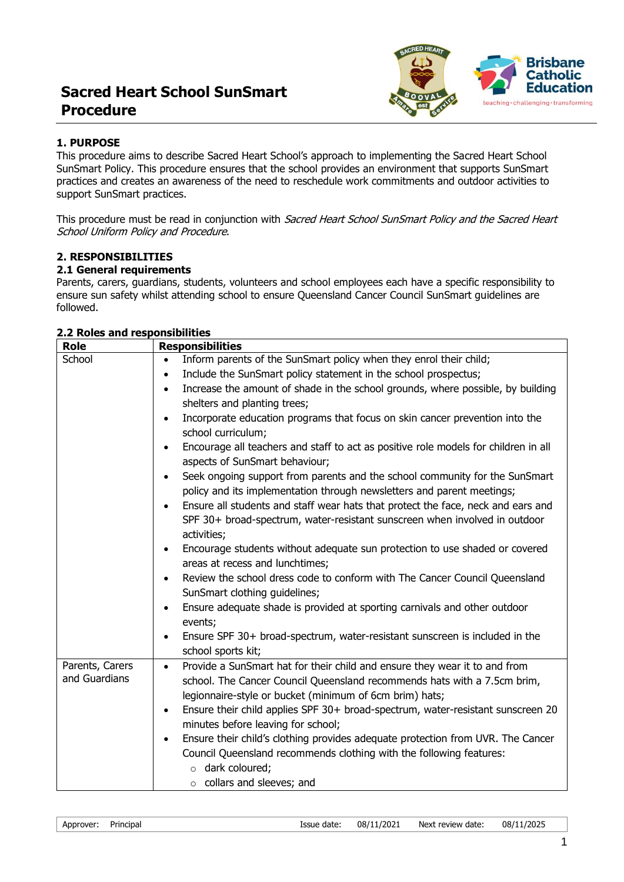# Sacred Heart School SunSmart Procedure

## 1. PURPOSE

This procedure aims to describe Sacred Heart School's approach to implementing the Sacred Heart School SunSmart Policy. This procedure ensures that the school provides an environment that supports SunSmart practices and creates an awareness of the need to reschedule work commitments and outdoor activities to support SunSmart practices.

This procedure must be read in conjunction with *Sacred Heart School SunSmart Policy and the Sacred Heart School Uniform Policy and Procedure*.

## 2. RESPONSIBILITIES

### 2.1 General requirements

Parents, carers, guardians, students, volunteers and school employees each have a specific responsibility to ensure sun safety whilst attending school to ensure Queensland Cancer Council SunSmart guidelines are followed.

### 2.2 Roles and responsibilities

| Role | Responsibilities |
|---|---|
| School | • Inform parents of the SunSmart policy when they enrol their child;<br>• Include the SunSmart policy statement in the school prospectus;<br>• Increase the amount of shade in the school grounds, where possible, by building shelters and planting trees;<br>• Incorporate education programs that focus on skin cancer prevention into the school curriculum;<br>• Encourage all teachers and staff to act as positive role models for children in all aspects of SunSmart behaviour;<br>• Seek ongoing support from parents and the school community for the SunSmart policy and its implementation through newsletters and parent meetings;<br>• Ensure all students and staff wear hats that protect the face, neck and ears and SPF 30+ broad-spectrum, water-resistant sunscreen when involved in outdoor activities;<br>• Encourage students without adequate sun protection to use shaded or covered areas at recess and lunchtimes;<br>• Review the school dress code to conform with The Cancer Council Queensland SunSmart clothing guidelines;<br>• Ensure adequate shade is provided at sporting carnivals and other outdoor events;<br>• Ensure SPF 30+ broad-spectrum, water-resistant sunscreen is included in the school sports kit; |
| Parents, Carers and Guardians | • Provide a SunSmart hat for their child and ensure they wear it to and from school. The Cancer Council Queensland recommends hats with a 7.5cm brim, legionnaire-style or bucket (minimum of 6cm brim) hats;<br>• Ensure their child applies SPF 30+ broad-spectrum, water-resistant sunscreen 20 minutes before leaving for school;<br>• Ensure their child's clothing provides adequate protection from UVR. The Cancer Council Queensland recommends clothing with the following features:<br>  ○ dark coloured;<br>  ○ collars and sleeves; and |

| Approver: | Principal | Issue date: | 08/11/2021 | Next review date: | 08/11/2025 |
|---|---|---|---|---|---|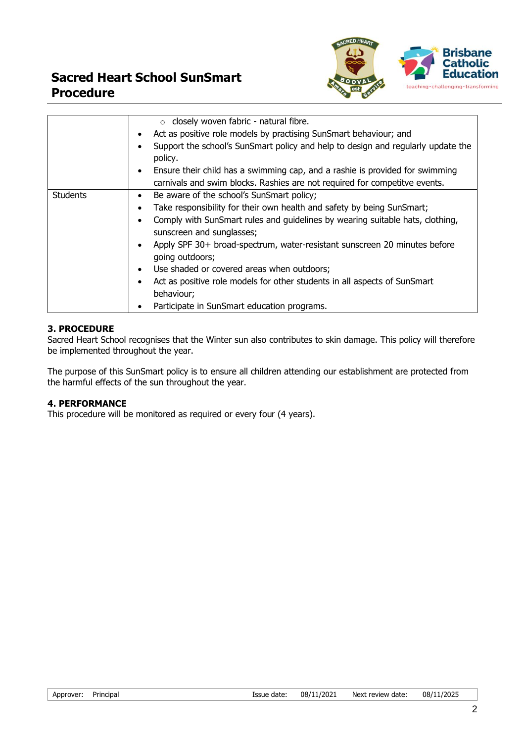| | |
|---|---|
| | ○ closely woven fabric - natural fibre.<br>• Act as positive role models by practising SunSmart behaviour; and<br>• Support the school's SunSmart policy and help to design and regularly update the policy.<br>• Ensure their child has a swimming cap, and a rashie is provided for swimming carnivals and swim blocks. Rashies are not required for competitve events. |
| Students | • Be aware of the school's SunSmart policy;<br>• Take responsibility for their own health and safety by being SunSmart;<br>• Comply with SunSmart rules and guidelines by wearing suitable hats, clothing, sunscreen and sunglasses;<br>• Apply SPF 30+ broad-spectrum, water-resistant sunscreen 20 minutes before going outdoors;<br>• Use shaded or covered areas when outdoors;<br>• Act as positive role models for other students in all aspects of SunSmart behaviour;<br>• Participate in SunSmart education programs. |

### 3. PROCEDURE

Sacred Heart School recognises that the Winter sun also contributes to skin damage. This policy will therefore be implemented throughout the year.

The purpose of this SunSmart policy is to ensure all children attending our establishment are protected from the harmful effects of the sun throughout the year.

### 4. PERFORMANCE

This procedure will be monitored as required or every four (4 years).

| | | | | | |
|---|---|---|---|---|---|
| Approver: | Principal | Issue date: | 08/11/2021 | Next review date: | 08/11/2025 |